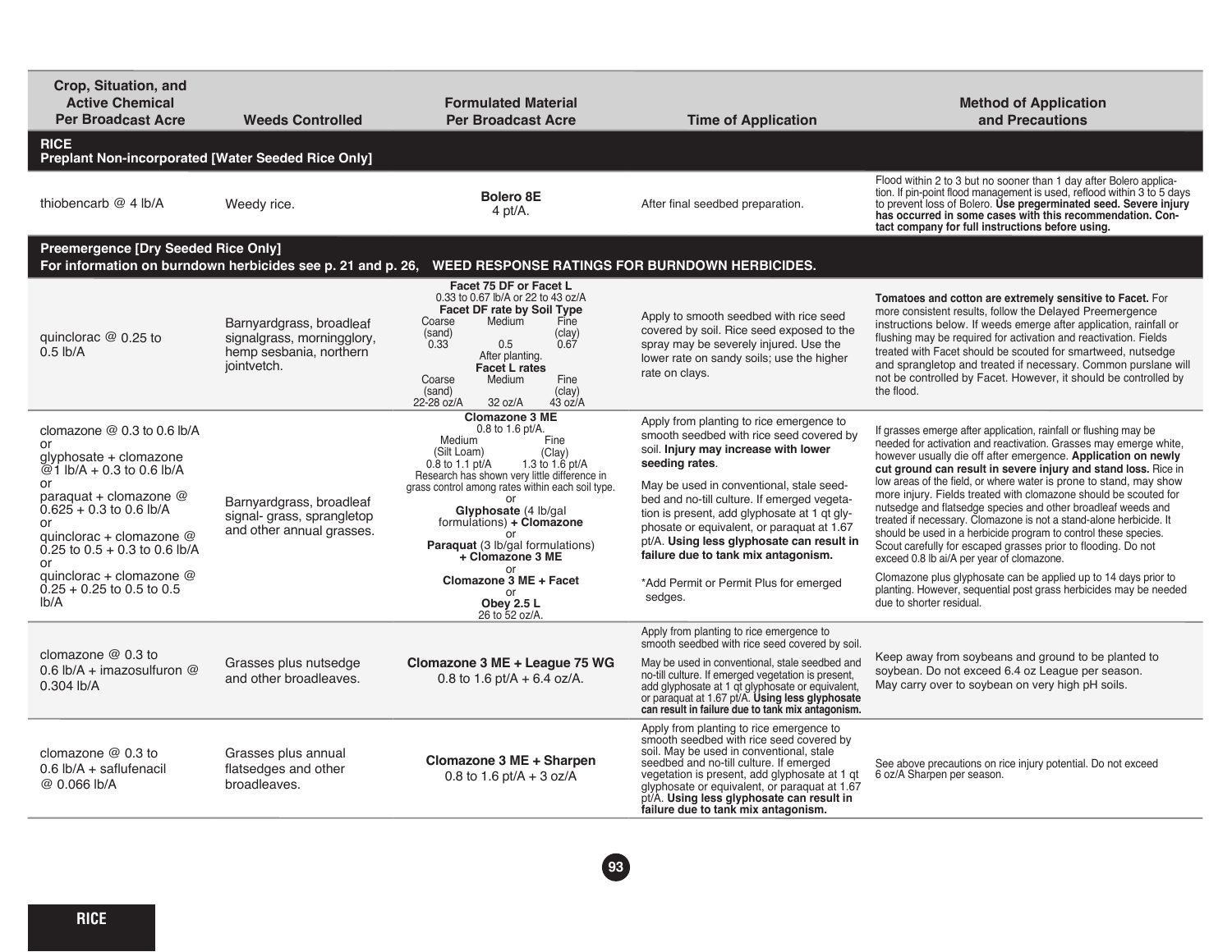| Crop, Situation, and Active Chemical Per Broadcast Acre | Weeds Controlled | Formulated Material Per Broadcast Acre | Time of Application | Method of Application and Precautions |
|---|---|---|---|---|
| **RICE** **Preplant Non-incorporated [Water Seeded Rice Only]** | | | | |
| thiobencarb @ 4 lb/A | Weedy rice. | **Bolero 8E** 4 pt/A. | After final seedbed preparation. | Flood within 2 to 3 but no sooner than 1 day after Bolero application. If pin-point flood management is used, reflood within 3 to 5 days to prevent loss of Bolero. **Use pregerminated seed. Severe injury has occurred in some cases with this recommendation. Contact company for full instructions before using.** |
| **Preemergence [Dry Seeded Rice Only]** **For information on burndown herbicides see p. 21 and p. 26, WEED RESPONSE RATINGS FOR BURNDOWN HERBICIDES.** | | | | |
| quinclorac @ 0.25 to 0.5 lb/A | Barnyardgrass, broadleaf signalgrass, morningglory, hemp sesbania, northern jointvetch. | **Facet 75 DF or Facet L** 0.33 to 0.67 lb/A or 22 to 43 oz/A **Facet DF rate by Soil Type** Coarse (sand) 0.33; Medium 0.5; Fine (clay) 0.67. After planting. **Facet L rates** Coarse (sand) 22-28 oz/A; Medium 32 oz/A; Fine (clay) 43 oz/A | Apply to smooth seedbed with rice seed covered by soil. Rice seed exposed to the spray may be severely injured. Use the lower rate on sandy soils; use the higher rate on clays. | **Tomatoes and cotton are extremely sensitive to Facet.** For more consistent results, follow the Delayed Preemergence instructions below. If weeds emerge after application, rainfall or flushing may be required for activation and reactivation. Fields treated with Facet should be scouted for smartweed, nutsedge and sprangletop and treated if necessary. Common purslane will not be controlled by Facet. However, it should be controlled by the flood. |
| clomazone @ 0.3 to 0.6 lb/A or glyphosate + clomazone @1 lb/A + 0.3 to 0.6 lb/A or paraquat + clomazone @ 0.625 + 0.3 to 0.6 lb/A or quinclorac + clomazone @ 0.25 to 0.5 + 0.3 to 0.6 lb/A or quinclorac + clomazone @ 0.25 + 0.25 to 0.5 to 0.5 lb/A | Barnyardgrass, broadleaf signal- grass, sprangletop and other annual grasses. | **Clomazone 3 ME** 0.8 to 1.6 pt/A. Medium (Silt Loam) 0.8 to 1.1 pt/A; Fine (Clay) 1.3 to 1.6 pt/A. Research has shown very little difference in grass control among rates within each soil type. or **Glyphosate** (4 lb/gal formulations) **+ Clomazone** or **Paraquat** (3 lb/gal formulations) **+ Clomazone 3 ME** or **Clomazone 3 ME + Facet** or **Obey 2.5 L** 26 to 52 oz/A. | Apply from planting to rice emergence to smooth seedbed with rice seed covered by soil. **Injury may increase with lower seeding rates**.<br><br>May be used in conventional, stale seedbed and no-till culture. If emerged vegetation is present, add glyphosate at 1 qt glyphosate or equivalent, or paraquat at 1.67 pt/A. **Using less glyphosate can result in failure due to tank mix antagonism.**<br><br>*Add Permit or Permit Plus for emerged sedges. | If grasses emerge after application, rainfall or flushing may be needed for activation and reactivation. Grasses may emerge white, however usually die off after emergence. **Application on newly cut ground can result in severe injury and stand loss.** Rice in low areas of the field, or where water is prone to stand, may show more injury. Fields treated with clomazone should be scouted for nutsedge and flatsedge species and other broadleaf weeds and treated if necessary. Clomazone is not a stand-alone herbicide. It should be used in a herbicide program to control these species. Scout carefully for escaped grasses prior to flooding. Do not exceed 0.8 lb ai/A per year of clomazone.<br><br>Clomazone plus glyphosate can be applied up to 14 days prior to planting. However, sequential post grass herbicides may be needed due to shorter residual. |
| clomazone @ 0.3 to 0.6 lb/A + imazosulfuron @ 0.304 lb/A | Grasses plus nutsedge and other broadleaves. | **Clomazone 3 ME + League 75 WG** 0.8 to 1.6 pt/A + 6.4 oz/A. | Apply from planting to rice emergence to smooth seedbed with rice seed covered by soil.<br><br>May be used in conventional, stale seedbed and no-till culture. If emerged vegetation is present, add glyphosate at 1 qt glyphosate or equivalent, or paraquat at 1.67 pt/A. **Using less glyphosate can result in failure due to tank mix antagonism.** | Keep away from soybeans and ground to be planted to soybean. Do not exceed 6.4 oz League per season. May carry over to soybean on very high pH soils. |
| clomazone @ 0.3 to 0.6 lb/A + saflufenacil @ 0.066 lb/A | Grasses plus annual flatsedges and other broadleaves. | **Clomazone 3 ME + Sharpen** 0.8 to 1.6 pt/A + 3 oz/A | Apply from planting to rice emergence to smooth seedbed with rice seed covered by soil. May be used in conventional, stale seedbed and no-till culture. If emerged vegetation is present, add glyphosate at 1 qt glyphosate or equivalent, or paraquat at 1.67 pt/A. **Using less glyphosate can result in failure due to tank mix antagonism.** | See above precautions on rice injury potential. Do not exceed 6 oz/A Sharpen per season. |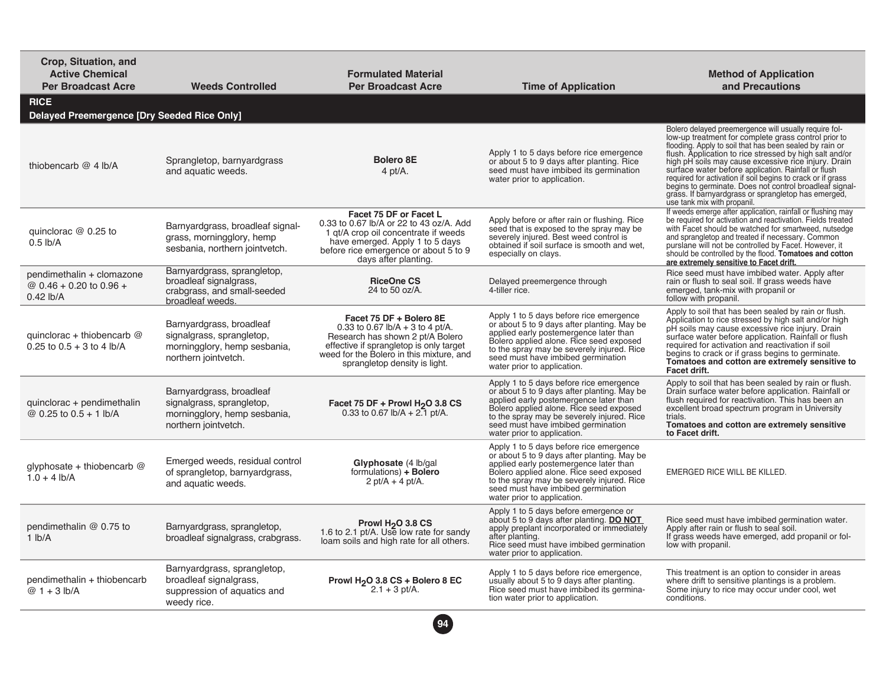| Crop, Situation, and Active Chemical Per Broadcast Acre | Weeds Controlled | Formulated Material Per Broadcast Acre | Time of Application | Method of Application and Precautions |
|---|---|---|---|---|
| **RICE** | | | | |
| **Delayed Preemergence [Dry Seeded Rice Only]** | | | | |
| thiobencarb @ 4 lb/A | Sprangletop, barnyardgrass and aquatic weeds. | **Bolero 8E** 4 pt/A. | Apply 1 to 5 days before rice emergence or about 5 to 9 days after planting. Rice seed must have imbibed its germination water prior to application. | Bolero delayed preemergence will usually require follow-up treatment for complete grass control prior to flooding. Apply to soil that has been sealed by rain or flush. Application to rice stressed by high salt and/or high pH soils may cause excessive rice injury. Drain surface water before application. Rainfall or flush required for activation if soil begins to crack or if grass begins to germinate. Does not control broadleaf signalgrass. If barnyardgrass or sprangletop has emerged, use tank mix with propanil. |
| quinclorac @ 0.25 to 0.5 lb/A | Barnyardgrass, broadleaf signalgrass, morningglory, hemp sesbania, northern jointvetch. | **Facet 75 DF or Facet L** 0.33 to 0.67 lb/A or 22 to 43 oz/A. Add 1 qt/A crop oil concentrate if weeds have emerged. Apply 1 to 5 days before rice emergence or about 5 to 9 days after planting. | Apply before or after rain or flushing. Rice seed that is exposed to the spray may be severely injured. Best weed control is obtained if soil surface is smooth and wet, especially on clays. | If weeds emerge after application, rainfall or flushing may be required for activation and reactivation. Fields treated with Facet should be watched for smartweed, nutsedge and sprangletop and treated if necessary. Common purslane will not be controlled by Facet. However, it should be controlled by the flood. **Tomatoes and cotton are extremely sensitive to Facet drift.** |
| pendimethalin + clomazone @ 0.46 + 0.20 to 0.96 + 0.42 lb/A | Barnyardgrass, sprangletop, broadleaf signalgrass, crabgrass, and small-seeded broadleaf weeds. | **RiceOne CS** 24 to 50 oz/A. | Delayed preemergence through 4-tiller rice. | Rice seed must have imbibed water. Apply after rain or flush to seal soil. If grass weeds have emerged, tank-mix with propanil or follow with propanil. |
| quinclorac + thiobencarb @ 0.25 to 0.5 + 3 to 4 lb/A | Barnyardgrass, broadleaf signalgrass, sprangletop, morningglory, hemp sesbania, northern jointvetch. | **Facet 75 DF + Bolero 8E** 0.33 to 0.67 lb/A + 3 to 4 pt/A. Research has shown 2 pt/A Bolero effective if sprangletop is only target weed for the Bolero in this mixture, and sprangletop density is light. | Apply 1 to 5 days before rice emergence or about 5 to 9 days after planting. May be applied early postemergence later than Bolero applied alone. Rice seed exposed to the spray may be severely injured. Rice seed must have imbibed germination water prior to application. | Apply to soil that has been sealed by rain or flush. Application to rice stressed by high salt and/or high pH soils may cause excessive rice injury. Drain surface water before application. Rainfall or flush required for activation and reactivation if soil begins to crack or if grass begins to germinate. **Tomatoes and cotton are extremely sensitive to Facet drift.** |
| quinclorac + pendimethalin @ 0.25 to 0.5 + 1 lb/A | Barnyardgrass, broadleaf signalgrass, sprangletop, morningglory, hemp sesbania, northern jointvetch. | **Facet 75 DF + Prowl $H_2O$ 3.8 CS** 0.33 to 0.67 lb/A + 2.1 pt/A. | Apply 1 to 5 days before rice emergence or about 5 to 9 days after planting. May be applied early postemergence later than Bolero applied alone. Rice seed exposed to the spray may be severely injured. Rice seed must have imbibed germination water prior to application. | Apply to soil that has been sealed by rain or flush. Drain surface water before application. Rainfall or flush required for reactivation. This has been an excellent broad spectrum program in University trials. **Tomatoes and cotton are extremely sensitive to Facet drift.** |
| glyphosate + thiobencarb @ 1.0 + 4 lb/A | Emerged weeds, residual control of sprangletop, barnyardgrass, and aquatic weeds. | **Glyphosate** (4 lb/gal formulations) **+ Bolero** 2 pt/A + 4 pt/A. | Apply 1 to 5 days before rice emergence or about 5 to 9 days after planting. May be applied early postemergence later than Bolero applied alone. Rice seed exposed to the spray may be severely injured. Rice seed must have imbibed germination water prior to application. | EMERGED RICE WILL BE KILLED. |
| pendimethalin @ 0.75 to 1 lb/A | Barnyardgrass, sprangletop, broadleaf signalgrass, crabgrass. | **Prowl $H_2O$ 3.8 CS** 1.6 to 2.1 pt/A. Use low rate for sandy loam soils and high rate for all others. | Apply 1 to 5 days before emergence or about 5 to 9 days after planting. **DO NOT** apply preplant incorporated or immediately after planting. Rice seed must have imbibed germination water prior to application. | Rice seed must have imbibed germination water. Apply after rain or flush to seal soil. If grass weeds have emerged, add propanil or follow with propanil. |
| pendimethalin + thiobencarb @ 1 + 3 lb/A | Barnyardgrass, sprangletop, broadleaf signalgrass, suppression of aquatics and weedy rice. | **Prowl $H_2O$ 3.8 CS + Bolero 8 EC** 2.1 + 3 pt/A. | Apply 1 to 5 days before rice emergence, usually about 5 to 9 days after planting. Rice seed must have imbibed its germination water prior to application. | This treatment is an option to consider in areas where drift to sensitive plantings is a problem. Some injury to rice may occur under cool, wet conditions. |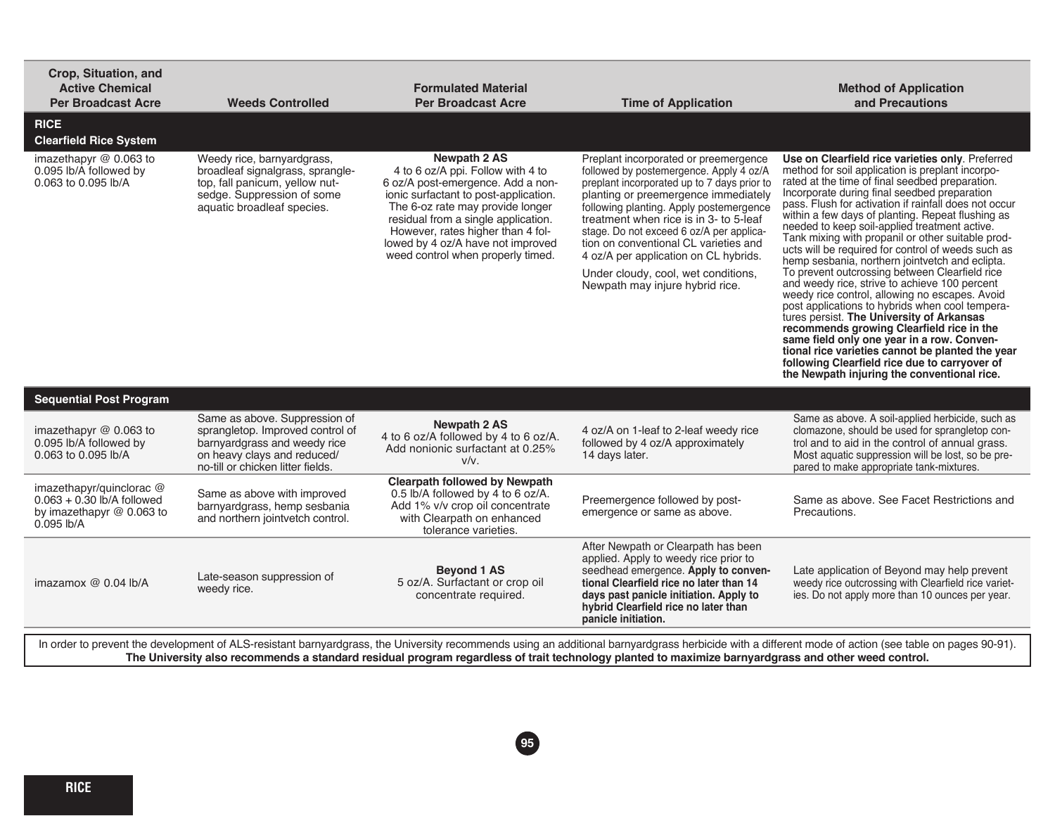| Crop, Situation, and Active Chemical Per Broadcast Acre | Weeds Controlled | Formulated Material Per Broadcast Acre | Time of Application | Method of Application and Precautions |
|---|---|---|---|---|
| **RICE** | | | | |
| **Clearfield Rice System** | | | | |
| imazethapyr @ 0.063 to 0.095 lb/A followed by 0.063 to 0.095 lb/A | Weedy rice, barnyardgrass, broadleaf signalgrass, sprangletop, fall panicum, yellow nutsedge. Suppression of some aquatic broadleaf species. | **Newpath 2 AS** 4 to 6 oz/A ppi. Follow with 4 to 6 oz/A post-emergence. Add a nonionic surfactant to post-application. The 6-oz rate may provide longer residual from a single application. However, rates higher than 4 followed by 4 oz/A have not improved weed control when properly timed. | Preplant incorporated or preemergence followed by postemergence. Apply 4 oz/A preplant incorporated up to 7 days prior to planting or preemergence immediately following planting. Apply postemergence treatment when rice is in 3- to 5-leaf stage. Do not exceed 6 oz/A per application on conventional CL varieties and 4 oz/A per application on CL hybrids. Under cloudy, cool, wet conditions, Newpath may injure hybrid rice. | **Use on Clearfield rice varieties only**. Preferred method for soil application is preplant incorporated at the time of final seedbed preparation. Incorporate during final seedbed preparation pass. Flush for activation if rainfall does not occur within a few days of planting. Repeat flushing as needed to keep soil-applied treatment active. Tank mixing with propanil or other suitable products will be required for control of weeds such as hemp sesbania, northern jointvetch and eclipta. To prevent outcrossing between Clearfield rice and weedy rice, strive to achieve 100 percent weedy rice control, allowing no escapes. Avoid post applications to hybrids when cool temperatures persist. **The University of Arkansas recommends growing Clearfield rice in the same field only one year in a row. Conventional rice varieties cannot be planted the year following Clearfield rice due to carryover of the Newpath injuring the conventional rice.** |
| **Sequential Post Program** | | | | |
| imazethapyr @ 0.063 to 0.095 lb/A followed by 0.063 to 0.095 lb/A | Same as above. Suppression of sprangletop. Improved control of barnyardgrass and weedy rice on heavy clays and reduced/no-till or chicken litter fields. | **Newpath 2 AS** 4 to 6 oz/A followed by 4 to 6 oz/A. Add nonionic surfactant at 0.25% v/v. | 4 oz/A on 1-leaf to 2-leaf weedy rice followed by 4 oz/A approximately 14 days later. | Same as above. A soil-applied herbicide, such as clomazone, should be used for sprangletop control and to aid in the control of annual grass. Most aquatic suppression will be lost, so be prepared to make appropriate tank-mixtures. |
| imazethapyr/quinclorac @ 0.063 + 0.30 lb/A followed by imazethapyr @ 0.063 to 0.095 lb/A | Same as above with improved barnyardgrass, hemp sesbania and northern jointvetch control. | **Clearpath followed by Newpath** 0.5 lb/A followed by 4 to 6 oz/A. Add 1% v/v crop oil concentrate with Clearpath on enhanced tolerance varieties. | Preemergence followed by postemergence or same as above. | Same as above. See Facet Restrictions and Precautions. |
| imazamox @ 0.04 lb/A | Late-season suppression of weedy rice. | **Beyond 1 AS** 5 oz/A. Surfactant or crop oil concentrate required. | After Newpath or Clearpath has been applied. Apply to weedy rice prior to seedhead emergence. **Apply to conventional Clearfield rice no later than 14 days past panicle initiation. Apply to hybrid Clearfield rice no later than panicle initiation.** | Late application of Beyond may help prevent weedy rice outcrossing with Clearfield rice varieties. Do not apply more than 10 ounces per year. |

In order to prevent the development of ALS-resistant barnyardgrass, the University recommends using an additional barnyardgrass herbicide with a different mode of action (see table on pages 90-91). **The University also recommends a standard residual program regardless of trait technology planted to maximize barnyardgrass and other weed control.**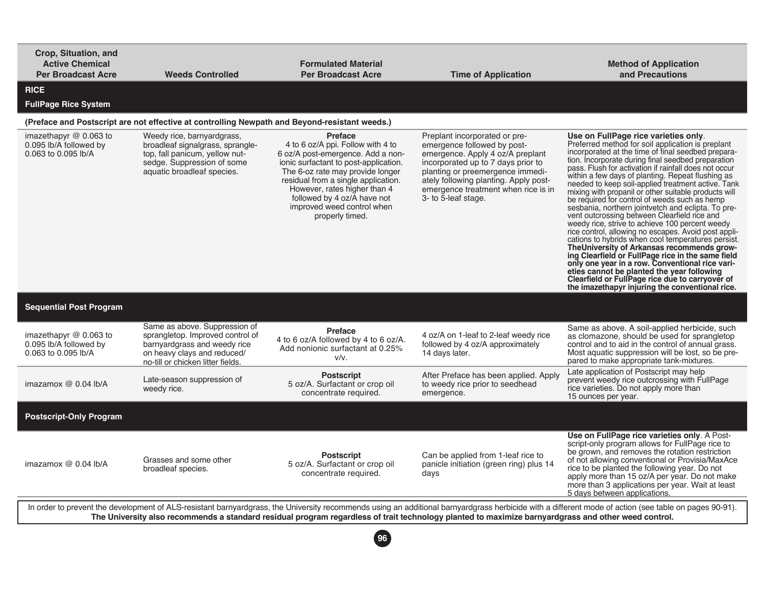| Crop, Situation, and Active Chemical Per Broadcast Acre | Weeds Controlled | Formulated Material Per Broadcast Acre | Time of Application | Method of Application and Precautions |
|---|---|---|---|---|
| **RICE** | | | | |
| **FullPage Rice System** | | | | |
| **(Preface and Postscript are not effective at controlling Newpath and Beyond-resistant weeds.)** | | | | |
| imazethapyr @ 0.063 to 0.095 lb/A followed by 0.063 to 0.095 lb/A | Weedy rice, barnyardgrass, broadleaf signalgrass, sprangletop, fall panicum, yellow nutsedge. Suppression of some aquatic broadleaf species. | **Preface** 4 to 6 oz/A ppi. Follow with 4 to 6 oz/A post-emergence. Add a nonionic surfactant to post-application. The 6-oz rate may provide longer residual from a single application. However, rates higher than 4 followed by 4 oz/A have not improved weed control when properly timed. | Preplant incorporated or preemergence followed by postemergence. Apply 4 oz/A preplant incorporated up to 7 days prior to planting or preemergence immediately following planting. Apply postemergence treatment when rice is in 3- to 5-leaf stage. | **Use on FullPage rice varieties only**. Preferred method for soil application is preplant incorporated at the time of final seedbed preparation. Incorporate during final seedbed preparation pass. Flush for activation if rainfall does not occur within a few days of planting. Repeat flushing as needed to keep soil-applied treatment active. Tank mixing with propanil or other suitable products will be required for control of weeds such as hemp sesbania, northern jointvetch and eclipta. To prevent outcrossing between Clearfield rice and weedy rice, strive to achieve 100 percent weedy rice control, allowing no escapes. Avoid post applications to hybrids when cool temperatures persist. **TheUniversity of Arkansas recommends growing Clearfield or FullPage rice in the same field only one year in a row. Conventional rice varieties cannot be planted the year following Clearfield or FullPage rice due to carryover of the imazethapyr injuring the conventional rice.** |
| **Sequential Post Program** | | | | |
| imazethapyr @ 0.063 to 0.095 lb/A followed by 0.063 to 0.095 lb/A | Same as above. Suppression of sprangletop. Improved control of barnyardgrass and weedy rice on heavy clays and reduced/no-till or chicken litter fields. | **Preface** 4 to 6 oz/A followed by 4 to 6 oz/A. Add nonionic surfactant at 0.25% v/v. | 4 oz/A on 1-leaf to 2-leaf weedy rice followed by 4 oz/A approximately 14 days later. | Same as above. A soil-applied herbicide, such as clomazone, should be used for sprangletop control and to aid in the control of annual grass. Most aquatic suppression will be lost, so be prepared to make appropriate tank-mixtures. |
| imazamox @ 0.04 lb/A | Late-season suppression of weedy rice. | **Postscript** 5 oz/A. Surfactant or crop oil concentrate required. | After Preface has been applied. Apply to weedy rice prior to seedhead emergence. | Late application of Postscript may help prevent weedy rice outcrossing with FullPage rice varieties. Do not apply more than 15 ounces per year. |
| **Postscript-Only Program** | | | | |
| imazamox @ 0.04 lb/A | Grasses and some other broadleaf species. | **Postscript** 5 oz/A. Surfactant or crop oil concentrate required. | Can be applied from 1-leaf rice to panicle initiation (green ring) plus 14 days | **Use on FullPage rice varieties only**. A Postscript-only program allows for FullPage rice to be grown, and removes the rotation restriction of not allowing conventional or Provisia/MaxAce rice to be planted the following year. Do not apply more than 15 oz/A per year. Do not make more than 3 applications per year. Wait at least 5 days between applications. |

In order to prevent the development of ALS-resistant barnyardgrass, the University recommends using an additional barnyardgrass herbicide with a different mode of action (see table on pages 90-91). **The University also recommends a standard residual program regardless of trait technology planted to maximize barnyardgrass and other weed control.**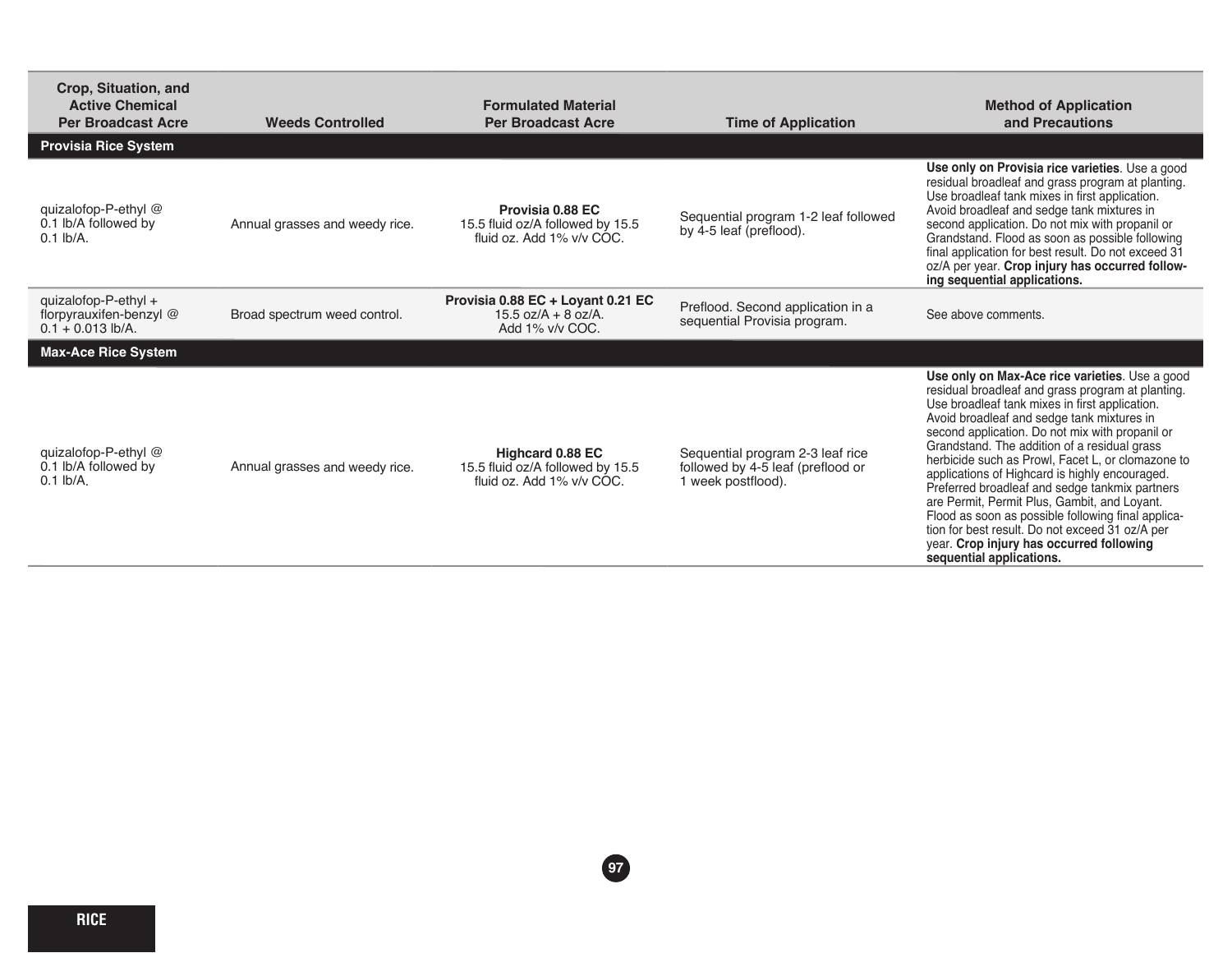| Crop, Situation, and Active Chemical Per Broadcast Acre | Weeds Controlled | Formulated Material Per Broadcast Acre | Time of Application | Method of Application and Precautions |
|---|---|---|---|---|
| **Provisia Rice System** | | | | |
| quizalofop-P-ethyl @ 0.1 lb/A followed by 0.1 lb/A. | Annual grasses and weedy rice. | **Provisia 0.88 EC** 15.5 fluid oz/A followed by 15.5 fluid oz. Add 1% v/v COC. | Sequential program 1-2 leaf followed by 4-5 leaf (preflood). | **Use only on Provisia rice varieties**. Use a good residual broadleaf and grass program at planting. Use broadleaf tank mixes in first application. Avoid broadleaf and sedge tank mixtures in second application. Do not mix with propanil or Grandstand. Flood as soon as possible following final application for best result. Do not exceed 31 oz/A per year. **Crop injury has occurred following sequential applications.** |
| quizalofop-P-ethyl + florpyrauxifen-benzyl @ 0.1 + 0.013 lb/A. | Broad spectrum weed control. | **Provisia 0.88 EC + Loyant 0.21 EC** 15.5 oz/A + 8 oz/A. Add 1% v/v COC. | Preflood. Second application in a sequential Provisia program. | See above comments. |
| **Max-Ace Rice System** | | | | |
| quizalofop-P-ethyl @ 0.1 lb/A followed by 0.1 lb/A. | Annual grasses and weedy rice. | **Highcard 0.88 EC** 15.5 fluid oz/A followed by 15.5 fluid oz. Add 1% v/v COC. | Sequential program 2-3 leaf rice followed by 4-5 leaf (preflood or 1 week postflood). | **Use only on Max-Ace rice varieties**. Use a good residual broadleaf and grass program at planting. Use broadleaf tank mixes in first application. Avoid broadleaf and sedge tank mixtures in second application. Do not mix with propanil or Grandstand. The addition of a residual grass herbicide such as Prowl, Facet L, or clomazone to applications of Highcard is highly encouraged. Preferred broadleaf and sedge tankmix partners are Permit, Permit Plus, Gambit, and Loyant. Flood as soon as possible following final application for best result. Do not exceed 31 oz/A per year. **Crop injury has occurred following sequential applications.** |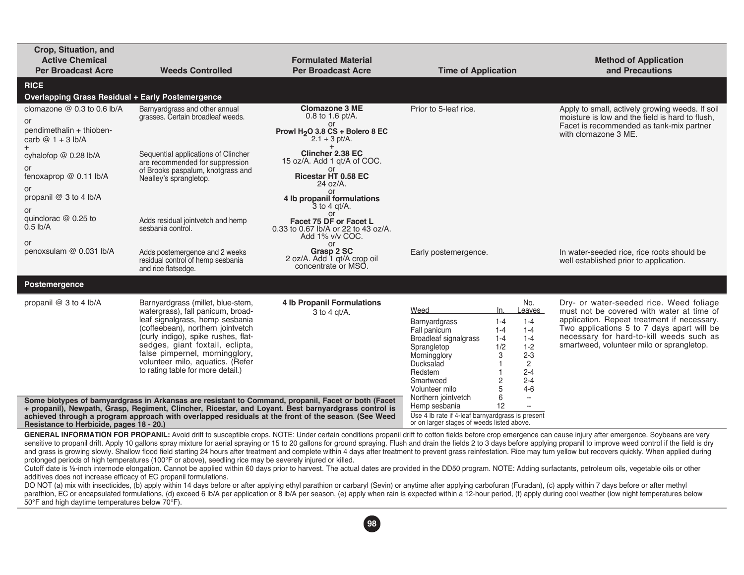| Crop, Situation, and Active Chemical Per Broadcast Acre | Weeds Controlled | Formulated Material Per Broadcast Acre | Time of Application | Method of Application and Precautions |
|---|---|---|---|---|
| **RICE** | | | | |
| **Overlapping Grass Residual + Early Postemergence** | | | | |
| clomazone @ 0.3 to 0.6 lb/A<br>or<br>pendimethalin + thiobencarb @ 1 + 3 lb/A<br>+<br>cyhalofop @ 0.28 lb/A<br>or<br>fenoxaprop @ 0.11 lb/A<br>or<br>propanil @ 3 to 4 lb/A | Barnyardgrass and other annual grasses. Certain broadleaf weeds.<br><br>Sequential applications of Clincher are recommended for suppression of Brooks paspalum, knotgrass and Nealley's sprangletop. | **Clomazone 3 ME**<br>0.8 to 1.6 pt/A.<br>or<br>**Prowl $H_2O$ 3.8 CS + Bolero 8 EC**<br>2.1 + 3 pt/A.<br>+<br>**Clincher 2.38 EC**<br>15 oz/A. Add 1 qt/A of COC.<br>or<br>**Ricestar HT 0.58 EC**<br>24 oz/A.<br>or<br>**4 lb propanil formulations**<br>3 to 4 qt/A. | Prior to 5-leaf rice. | Apply to small, actively growing weeds. If soil moisture is low and the field is hard to flush, Facet is recommended as tank-mix partner with clomazone 3 ME. |
| or<br>quinclorac @ 0.25 to 0.5 lb/A | Adds residual jointvetch and hemp sesbania control. | or<br>**Facet 75 DF or Facet L**<br>0.33 to 0.67 lb/A or 22 to 43 oz/A. Add 1% v/v COC. | | |
| or<br>penoxsulam @ 0.031 lb/A | Adds postemergence and 2 weeks residual control of hemp sesbania and rice flatsedge. | or<br>**Grasp 2 SC**<br>2 oz/A. Add 1 qt/A crop oil concentrate or MSO. | Early postemergence. | In water-seeded rice, rice roots should be well established prior to application. |
| **Postemergence** | | | | |
| propanil @ 3 to 4 lb/A | Barnyardgrass (millet, blue-stem, watergrass), fall panicum, broadleaf signalgrass, hemp sesbania (coffeebean), northern jointvetch (curly indigo), spike rushes, flatsedges, giant foxtail, eclipta, false pimpernel, morningglory, volunteer milo, aquatics. (Refer to rating table for more detail.) | **4 lb Propanil Formulations**<br>3 to 4 qt/A. | See table below. | Dry- or water-seeded rice. Weed foliage must not be covered with water at time of application. Repeat treatment if necessary. Two applications 5 to 7 days apart will be necessary for hard-to-kill weeds such as smartweed, volunteer milo or sprangletop. |

| Weed | In. | No. Leaves |
|---|---|---|
| Barnyardgrass | 1-4 | 1-4 |
| Fall panicum | 1-4 | 1-4 |
| Broadleaf signalgrass | 1-4 | 1-4 |
| Sprangletop | 1/2 | 1-2 |
| Morningglory | 3 | 2-3 |
| Ducksalad | 1 | 2 |
| Redstem | 1 | 2-4 |
| Smartweed | 2 | 2-4 |
| Volunteer milo | 5 | 4-6 |
| Northern jointvetch | 6 | -- |
| Hemp sesbania | 12 | -- |

Use 4 lb rate if 4-leaf barnyardgrass is present or on larger stages of weeds listed above.

**Some biotypes of barnyardgrass in Arkansas are resistant to Command, propanil, Facet or both (Facet + propanil), Newpath, Grasp, Regiment, Clincher, Ricestar, and Loyant. Best barnyardgrass control is achieved through a program approach with overlapped residuals at the front of the season. (See Weed Resistance to Herbicide, pages 18 - 20.)**

**GENERAL INFORMATION FOR PROPANIL:** Avoid drift to susceptible crops. NOTE: Under certain conditions propanil drift to cotton fields before crop emergence can cause injury after emergence. Soybeans are very sensitive to propanil drift. Apply 10 gallons spray mixture for aerial spraying or 15 to 20 gallons for ground spraying. Flush and drain the fields 2 to 3 days before applying propanil to improve weed control if the field is dry and grass is growing slowly. Shallow flood field starting 24 hours after treatment and complete within 4 days after treatment to prevent grass reinfestation. Rice may turn yellow but recovers quickly. When applied during prolonged periods of high temperatures (100°F or above), seedling rice may be severely injured or killed.

Cutoff date is ½-inch internode elongation. Cannot be applied within 60 days prior to harvest. The actual dates are provided in the DD50 program. NOTE: Adding surfactants, petroleum oils, vegetable oils or other additives does not increase efficacy of EC propanil formulations.

DO NOT (a) mix with insecticides, (b) apply within 14 days before or after applying ethyl parathion or carbaryl (Sevin) or anytime after applying carbofuran (Furadan), (c) apply within 7 days before or after methyl parathion, EC or encapsulated formulations, (d) exceed 6 lb/A per application or 8 lb/A per season, (e) apply when rain is expected within a 12-hour period, (f) apply during cool weather (low night temperatures below 50°F and high daytime temperatures below 70°F).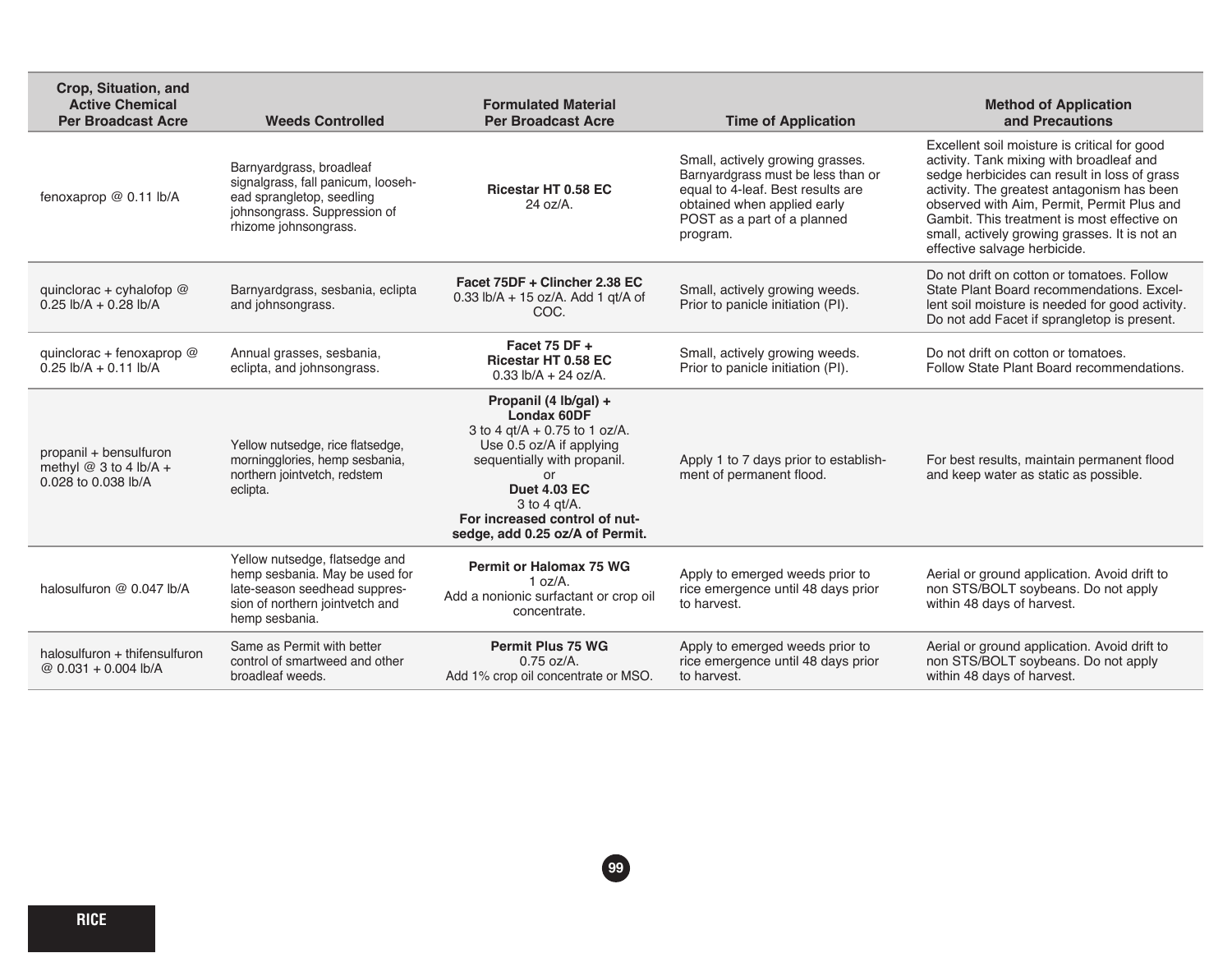| Crop, Situation, and Active Chemical Per Broadcast Acre | Weeds Controlled | Formulated Material Per Broadcast Acre | Time of Application | Method of Application and Precautions |
|---|---|---|---|---|
| fenoxaprop @ 0.11 lb/A | Barnyardgrass, broadleaf signalgrass, fall panicum, loosehead sprangletop, seedling johnsongrass. Suppression of rhizome johnsongrass. | **Ricestar HT 0.58 EC** 24 oz/A. | Small, actively growing grasses. Barnyardgrass must be less than or equal to 4-leaf. Best results are obtained when applied early POST as a part of a planned program. | Excellent soil moisture is critical for good activity. Tank mixing with broadleaf and sedge herbicides can result in loss of grass activity. The greatest antagonism has been observed with Aim, Permit, Permit Plus and Gambit. This treatment is most effective on small, actively growing grasses. It is not an effective salvage herbicide. |
| quinclorac + cyhalofop @ 0.25 lb/A + 0.28 lb/A | Barnyardgrass, sesbania, eclipta and johnsongrass. | **Facet 75DF + Clincher 2.38 EC** 0.33 lb/A + 15 oz/A. Add 1 qt/A of COC. | Small, actively growing weeds. Prior to panicle initiation (PI). | Do not drift on cotton or tomatoes. Follow State Plant Board recommendations. Excellent soil moisture is needed for good activity. Do not add Facet if sprangletop is present. |
| quinclorac + fenoxaprop @ 0.25 lb/A + 0.11 lb/A | Annual grasses, sesbania, eclipta, and johnsongrass. | **Facet 75 DF + Ricestar HT 0.58 EC** 0.33 lb/A + 24 oz/A. | Small, actively growing weeds. Prior to panicle initiation (PI). | Do not drift on cotton or tomatoes. Follow State Plant Board recommendations. |
| propanil + bensulfuron methyl @ 3 to 4 lb/A + 0.028 to 0.038 lb/A | Yellow nutsedge, rice flatsedge, morningglories, hemp sesbania, northern jointvetch, redstem eclipta. | **Propanil (4 lb/gal) + Londax 60DF** 3 to 4 qt/A + 0.75 to 1 oz/A. Use 0.5 oz/A if applying sequentially with propanil. or **Duet 4.03 EC** 3 to 4 qt/A. **For increased control of nutsedge, add 0.25 oz/A of Permit.** | Apply 1 to 7 days prior to establishment of permanent flood. | For best results, maintain permanent flood and keep water as static as possible. |
| halosulfuron @ 0.047 lb/A | Yellow nutsedge, flatsedge and hemp sesbania. May be used for late-season seedhead suppression of northern jointvetch and hemp sesbania. | **Permit or Halomax 75 WG** 1 oz/A. Add a nonionic surfactant or crop oil concentrate. | Apply to emerged weeds prior to rice emergence until 48 days prior to harvest. | Aerial or ground application. Avoid drift to non STS/BOLT soybeans. Do not apply within 48 days of harvest. |
| halosulfuron + thifensulfuron @ 0.031 + 0.004 lb/A | Same as Permit with better control of smartweed and other broadleaf weeds. | **Permit Plus 75 WG** 0.75 oz/A. Add 1% crop oil concentrate or MSO. | Apply to emerged weeds prior to rice emergence until 48 days prior to harvest. | Aerial or ground application. Avoid drift to non STS/BOLT soybeans. Do not apply within 48 days of harvest. |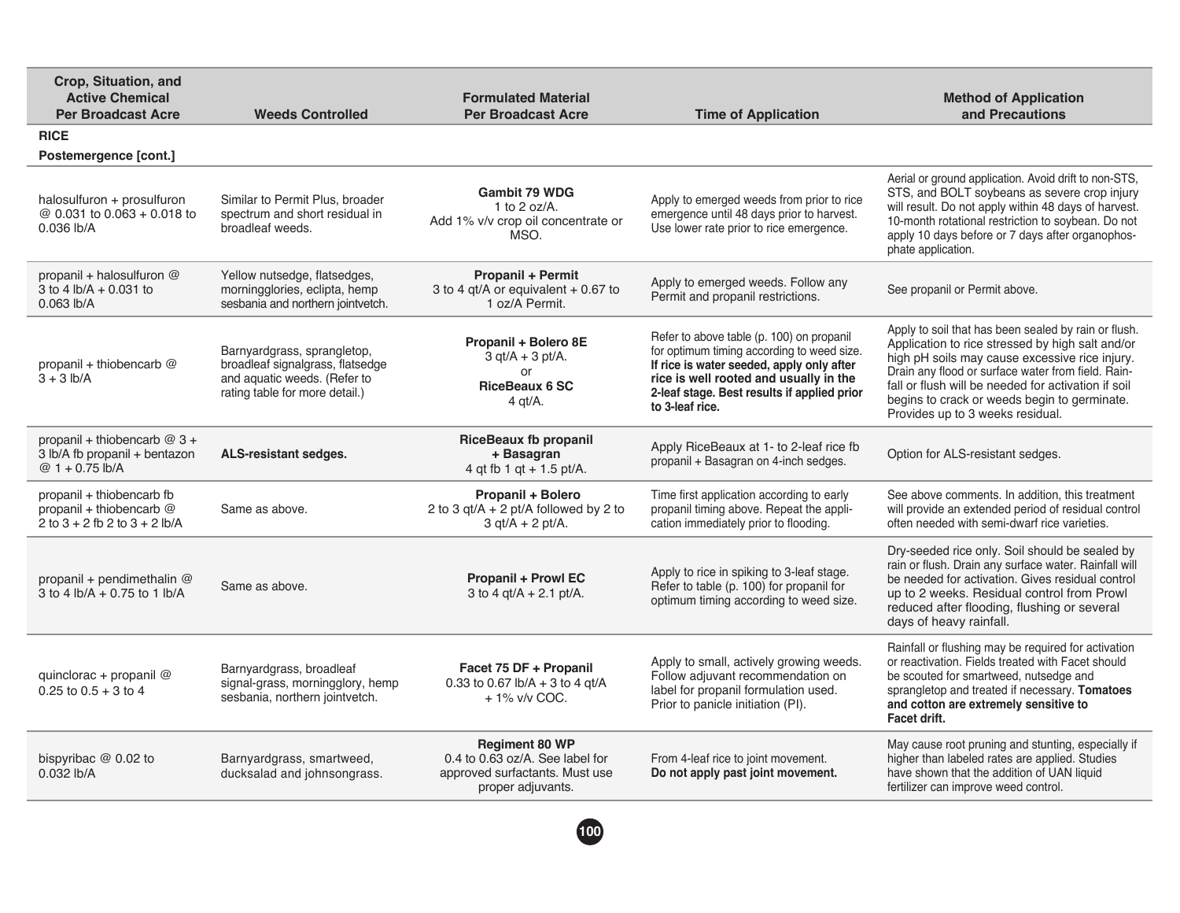| Crop, Situation, and Active Chemical Per Broadcast Acre | Weeds Controlled | Formulated Material Per Broadcast Acre | Time of Application | Method of Application and Precautions |
|---|---|---|---|---|
| **RICE** | | | | |
| **Postemergence [cont.]** | | | | |
| halosulfuron + prosulfuron @ 0.031 to 0.063 + 0.018 to 0.036 lb/A | Similar to Permit Plus, broader spectrum and short residual in broadleaf weeds. | **Gambit 79 WDG** 1 to 2 oz/A. Add 1% v/v crop oil concentrate or MSO. | Apply to emerged weeds from prior to rice emergence until 48 days prior to harvest. Use lower rate prior to rice emergence. | Aerial or ground application. Avoid drift to non-STS, STS, and BOLT soybeans as severe crop injury will result. Do not apply within 48 days of harvest. 10-month rotational restriction to soybean. Do not apply 10 days before or 7 days after organophosphate application. |
| propanil + halosulfuron @ 3 to 4 lb/A + 0.031 to 0.063 lb/A | Yellow nutsedge, flatsedges, morningglories, eclipta, hemp sesbania and northern jointvetch. | **Propanil + Permit** 3 to 4 qt/A or equivalent + 0.67 to 1 oz/A Permit. | Apply to emerged weeds. Follow any Permit and propanil restrictions. | See propanil or Permit above. |
| propanil + thiobencarb @ 3 + 3 lb/A | Barnyardgrass, sprangletop, broadleaf signalgrass, flatsedge and aquatic weeds. (Refer to rating table for more detail.) | **Propanil + Bolero 8E** 3 qt/A + 3 pt/A. or **RiceBeaux 6 SC** 4 qt/A. | Refer to above table (p. 100) on propanil for optimum timing according to weed size. **If rice is water seeded, apply only after rice is well rooted and usually in the 2-leaf stage. Best results if applied prior to 3-leaf rice.** | Apply to soil that has been sealed by rain or flush. Application to rice stressed by high salt and/or high pH soils may cause excessive rice injury. Drain any flood or surface water from field. Rainfall or flush will be needed for activation if soil begins to crack or weeds begin to germinate. Provides up to 3 weeks residual. |
| propanil + thiobencarb @ 3 + 3 lb/A fb propanil + bentazon @ 1 + 0.75 lb/A | **ALS-resistant sedges.** | **RiceBeaux fb propanil + Basagran** 4 qt fb 1 qt + 1.5 pt/A. | Apply RiceBeaux at 1- to 2-leaf rice fb propanil + Basagran on 4-inch sedges. | Option for ALS-resistant sedges. |
| propanil + thiobencarb fb propanil + thiobencarb @ 2 to 3 + 2 fb 2 to 3 + 2 lb/A | Same as above. | **Propanil + Bolero** 2 to 3 qt/A + 2 pt/A followed by 2 to 3 qt/A + 2 pt/A. | Time first application according to early propanil timing above. Repeat the application immediately prior to flooding. | See above comments. In addition, this treatment will provide an extended period of residual control often needed with semi-dwarf rice varieties. |
| propanil + pendimethalin @ 3 to 4 lb/A + 0.75 to 1 lb/A | Same as above. | **Propanil + Prowl EC** 3 to 4 qt/A + 2.1 pt/A. | Apply to rice in spiking to 3-leaf stage. Refer to table (p. 100) for propanil for optimum timing according to weed size. | Dry-seeded rice only. Soil should be sealed by rain or flush. Drain any surface water. Rainfall will be needed for activation. Gives residual control up to 2 weeks. Residual control from Prowl reduced after flooding, flushing or several days of heavy rainfall. |
| quinclorac + propanil @ 0.25 to 0.5 + 3 to 4 | Barnyardgrass, broadleaf signal-grass, morningglory, hemp sesbania, northern jointvetch. | **Facet 75 DF + Propanil** 0.33 to 0.67 lb/A + 3 to 4 qt/A + 1% v/v COC. | Apply to small, actively growing weeds. Follow adjuvant recommendation on label for propanil formulation used. Prior to panicle initiation (PI). | Rainfall or flushing may be required for activation or reactivation. Fields treated with Facet should be scouted for smartweed, nutsedge and sprangletop and treated if necessary. **Tomatoes and cotton are extremely sensitive to Facet drift.** |
| bispyribac @ 0.02 to 0.032 lb/A | Barnyardgrass, smartweed, ducksalad and johnsongrass. | **Regiment 80 WP** 0.4 to 0.63 oz/A. See label for approved surfactants. Must use proper adjuvants. | From 4-leaf rice to joint movement. **Do not apply past joint movement.** | May cause root pruning and stunting, especially if higher than labeled rates are applied. Studies have shown that the addition of UAN liquid fertilizer can improve weed control. |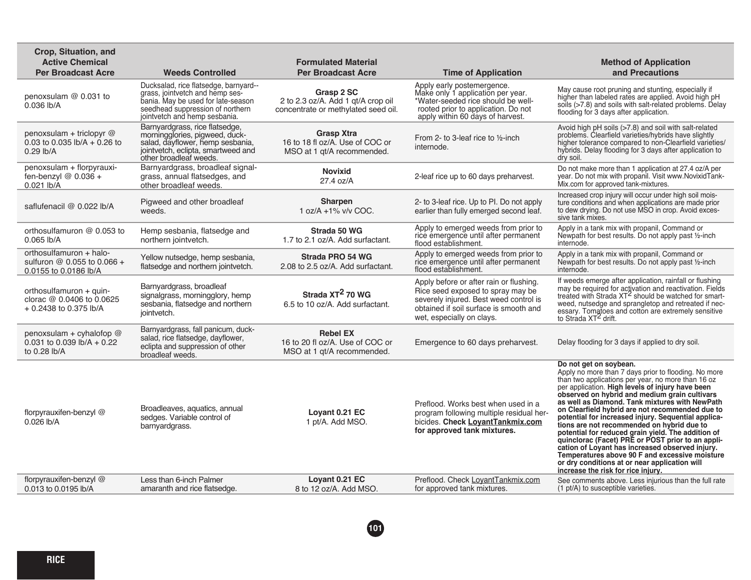| Crop, Situation, and Active Chemical Per Broadcast Acre | Weeds Controlled | Formulated Material Per Broadcast Acre | Time of Application | Method of Application and Precautions |
|---|---|---|---|---|
| penoxsulam @ 0.031 to 0.036 lb/A | Ducksalad, rice flatsedge, barnyard-grass, jointvetch and hemp sesbania. May be used for late-season seedhead suppression of northern jointvetch and hemp sesbania. | **Grasp 2 SC** 2 to 2.3 oz/A. Add 1 qt/A crop oil concentrate or methylated seed oil. | Apply early postemergence. Make only 1 application per year. *Water-seeded rice should be well-rooted prior to application. Do not apply within 60 days of harvest. | May cause root pruning and stunting, especially if higher than labeled rates are applied. Avoid high pH soils (>7.8) and soils with salt-related problems. Delay flooding for 3 days after application. |
| penoxsulam + triclopyr @ 0.03 to 0.035 lb/A + 0.26 to 0.29 lb/A | Barnyardgrass, rice flatsedge, morningglories, pigweed, ducksalad, dayflower, hemp sesbania, jointvetch, eclipta, smartweed and other broadleaf weeds. | **Grasp Xtra** 16 to 18 fl oz/A. Use of COC or MSO at 1 qt/A recommended. | From 2- to 3-leaf rice to ½-inch internode. | Avoid high pH soils (>7.8) and soil with salt-related problems. Clearfield varieties/hybrids have slightly higher tolerance compared to non-Clearfield varieties/hybrids. Delay flooding for 3 days after application to dry soil. |
| penoxsulam + florpyrauxifen-benzyl @ 0.036 + 0.021 lb/A | Barnyardgrass, broadleaf signalgrass, annual flatsedges, and other broadleaf weeds. | **Novixid** 27.4 oz/A | 2-leaf rice up to 60 days preharvest. | Do not make more than 1 application at 27.4 oz/A per year. Do not mix with propanil. Visit www.NovixidTankMix.com for approved tank-mixtures. |
| saflufenacil @ 0.022 lb/A | Pigweed and other broadleaf weeds. | **Sharpen** 1 oz/A +1% v/v COC. | 2- to 3-leaf rice. Up to PI. Do not apply earlier than fully emerged second leaf. | Increased crop injury will occur under high soil moisture conditions and when applications are made prior to dew drying. Do not use MSO in crop. Avoid excessive tank mixes. |
| orthosulfamuron @ 0.053 to 0.065 lb/A | Hemp sesbania, flatsedge and northern jointvetch. | **Strada 50 WG** 1.7 to 2.1 oz/A. Add surfactant. | Apply to emerged weeds from prior to rice emergence until after permanent flood establishment. | Apply in a tank mix with propanil, Command or Newpath for best results. Do not apply past ½-inch internode. |
| orthosulfamuron + halosulfuron @ 0.055 to 0.066 + 0.0155 to 0.0186 lb/A | Yellow nutsedge, hemp sesbania, flatsedge and northern jointvetch. | **Strada PRO 54 WG** 2.08 to 2.5 oz/A. Add surfactant. | Apply to emerged weeds from prior to rice emergence until after permanent flood establishment. | Apply in a tank mix with propanil, Command or Newpath for best results. Do not apply past ½-inch internode. |
| orthosulfamuron + quinclorac @ 0.0406 to 0.0625 + 0.2438 to 0.375 lb/A | Barnyardgrass, broadleaf signalgrass, morningglory, hemp sesbania, flatsedge and northern jointvetch. | **Strada XT² 70 WG** 6.5 to 10 oz/A. Add surfactant. | Apply before or after rain or flushing. Rice seed exposed to spray may be severely injured. Best weed control is obtained if soil surface is smooth and wet, especially on clays. | If weeds emerge after application, rainfall or flushing may be required for activation and reactivation. Fields treated with Strada XT² should be watched for smartweed, nutsedge and sprangletop and retreated if necessary. Tomatoes and cotton are extremely sensitive to Strada XT² drift. |
| penoxsulam + cyhalofop @ 0.031 to 0.039 lb/A + 0.22 to 0.28 lb/A | Barnyardgrass, fall panicum, ducksalad, rice flatsedge, dayflower, eclipta and suppression of other broadleaf weeds. | **Rebel EX** 16 to 20 fl oz/A. Use of COC or MSO at 1 qt/A recommended. | Emergence to 60 days preharvest. | Delay flooding for 3 days if applied to dry soil. |
| florpyrauxifen-benzyl @ 0.026 lb/A | Broadleaves, aquatics, annual sedges. Variable control of barnyardgrass. | **Loyant 0.21 EC** 1 pt/A. Add MSO. | Preflood. Works best when used in a program following multiple residual herbicides. **Check LoyantTankmix.com for approved tank mixtures.** | **Do not get on soybean.** Apply no more than 7 days prior to flooding. No more than two applications per year, no more than 16 oz per application. **High levels of injury have been observed on hybrid and medium grain cultivars as well as Diamond. Tank mixtures with NewPath on Clearfield hybrid are not recommended due to potential for increased injury. Sequential applications are not recommended on hybrid due to potential for reduced grain yield. The addition of quinclorac (Facet) PRE or POST prior to an application of Loyant has increased observed injury. Temperatures above 90 F and excessive moisture or dry conditions at or near application will increase the risk for rice injury.** |
| florpyrauxifen-benzyl @ 0.013 to 0.0195 lb/A | Less than 6-inch Palmer amaranth and rice flatsedge. | **Loyant 0.21 EC** 8 to 12 oz/A. Add MSO. | Preflood. Check LoyantTankmix.com for approved tank mixtures. | See comments above. Less injurious than the full rate (1 pt/A) to susceptible varieties. |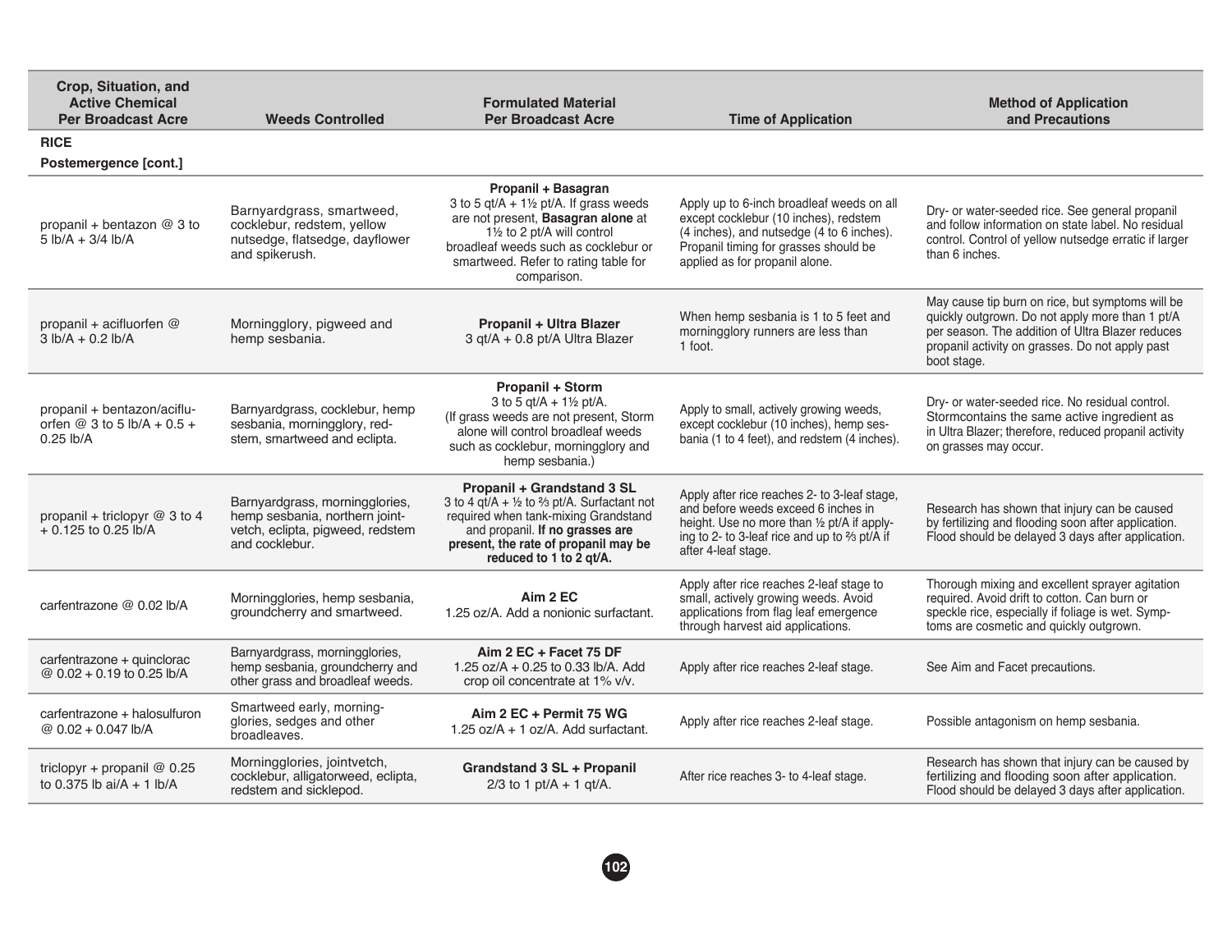| Crop, Situation, and Active Chemical Per Broadcast Acre | Weeds Controlled | Formulated Material Per Broadcast Acre | Time of Application | Method of Application and Precautions |
|---|---|---|---|---|
| **RICE** | | | | |
| **Postemergence [cont.]** | | | | |
| propanil + bentazon @ 3 to 5 lb/A + 3/4 lb/A | Barnyardgrass, smartweed, cocklebur, redstem, yellow nutsedge, flatsedge, dayflower and spikerush. | **Propanil + Basagran** 3 to 5 qt/A + 1½ pt/A. If grass weeds are not present, **Basagran alone** at 1½ to 2 pt/A will control broadleaf weeds such as cocklebur or smartweed. Refer to rating table for comparison. | Apply up to 6-inch broadleaf weeds on all except cocklebur (10 inches), redstem (4 inches), and nutsedge (4 to 6 inches). Propanil timing for grasses should be applied as for propanil alone. | Dry- or water-seeded rice. See general propanil and follow information on state label. No residual control. Control of yellow nutsedge erratic if larger than 6 inches. |
| propanil + acifluorfen @ 3 lb/A + 0.2 lb/A | Morningglory, pigweed and hemp sesbania. | **Propanil + Ultra Blazer** 3 qt/A + 0.8 pt/A Ultra Blazer | When hemp sesbania is 1 to 5 feet and morningglory runners are less than 1 foot. | May cause tip burn on rice, but symptoms will be quickly outgrown. Do not apply more than 1 pt/A per season. The addition of Ultra Blazer reduces propanil activity on grasses. Do not apply past boot stage. |
| propanil + bentazon/acifluorfen @ 3 to 5 lb/A + 0.5 + 0.25 lb/A | Barnyardgrass, cocklebur, hemp sesbania, morningglory, redstem, smartweed and eclipta. | **Propanil + Storm** 3 to 5 qt/A + 1½ pt/A. (If grass weeds are not present, Storm alone will control broadleaf weeds such as cocklebur, morningglory and hemp sesbania.) | Apply to small, actively growing weeds, except cocklebur (10 inches), hemp sesbania (1 to 4 feet), and redstem (4 inches). | Dry- or water-seeded rice. No residual control. Stormcontains the same active ingredient as in Ultra Blazer; therefore, reduced propanil activity on grasses may occur. |
| propanil + triclopyr @ 3 to 4 + 0.125 to 0.25 lb/A | Barnyardgrass, morningglories, hemp sesbania, northern jointvetch, eclipta, pigweed, redstem and cocklebur. | **Propanil + Grandstand 3 SL** 3 to 4 qt/A + ½ to ⅔ pt/A. Surfactant not required when tank-mixing Grandstand and propanil. **If no grasses are present, the rate of propanil may be reduced to 1 to 2 qt/A.** | Apply after rice reaches 2- to 3-leaf stage, and before weeds exceed 6 inches in height. Use no more than ½ pt/A if applying to 2- to 3-leaf rice and up to ⅔ pt/A if after 4-leaf stage. | Research has shown that injury can be caused by fertilizing and flooding soon after application. Flood should be delayed 3 days after application. |
| carfentrazone @ 0.02 lb/A | Morningglories, hemp sesbania, groundcherry and smartweed. | **Aim 2 EC** 1.25 oz/A. Add a nonionic surfactant. | Apply after rice reaches 2-leaf stage to small, actively growing weeds. Avoid applications from flag leaf emergence through harvest aid applications. | Thorough mixing and excellent sprayer agitation required. Avoid drift to cotton. Can burn or speckle rice, especially if foliage is wet. Symptoms are cosmetic and quickly outgrown. |
| carfentrazone + quinclorac @ 0.02 + 0.19 to 0.25 lb/A | Barnyardgrass, morningglories, hemp sesbania, groundcherry and other grass and broadleaf weeds. | **Aim 2 EC + Facet 75 DF** 1.25 oz/A + 0.25 to 0.33 lb/A. Add crop oil concentrate at 1% v/v. | Apply after rice reaches 2-leaf stage. | See Aim and Facet precautions. |
| carfentrazone + halosulfuron @ 0.02 + 0.047 lb/A | Smartweed early, morningglories, sedges and other broadleaves. | **Aim 2 EC + Permit 75 WG** 1.25 oz/A + 1 oz/A. Add surfactant. | Apply after rice reaches 2-leaf stage. | Possible antagonism on hemp sesbania. |
| triclopyr + propanil @ 0.25 to 0.375 lb ai/A + 1 lb/A | Morningglories, jointvetch, cocklebur, alligatorweed, eclipta, redstem and sicklepod. | **Grandstand 3 SL + Propanil** 2/3 to 1 pt/A + 1 qt/A. | After rice reaches 3- to 4-leaf stage. | Research has shown that injury can be caused by fertilizing and flooding soon after application. Flood should be delayed 3 days after application. |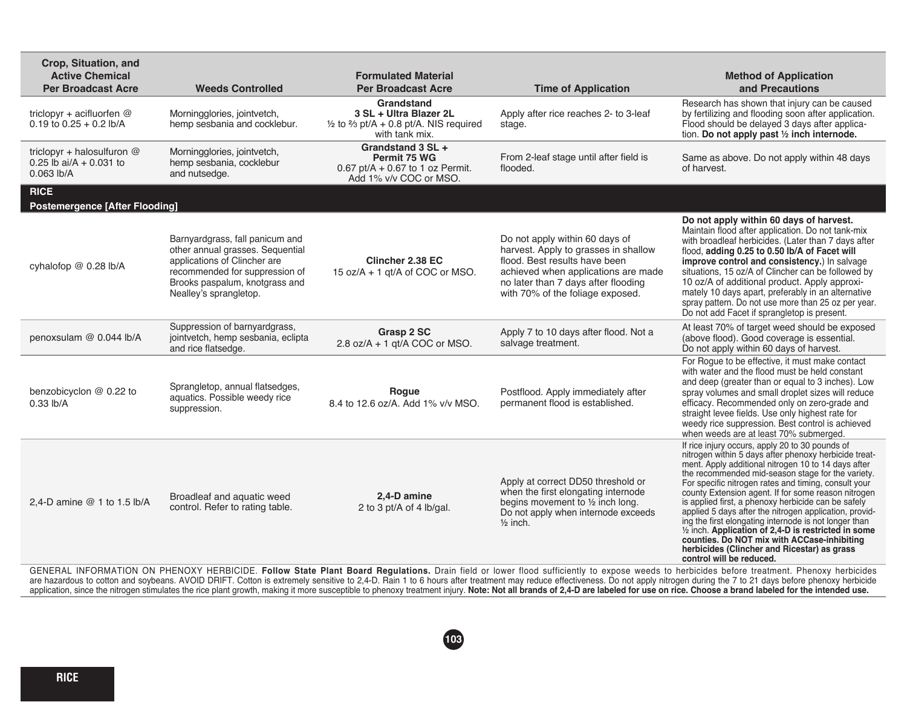| Crop, Situation, and Active Chemical Per Broadcast Acre | Weeds Controlled | Formulated Material Per Broadcast Acre | Time of Application | Method of Application and Precautions |
|---|---|---|---|---|
| triclopyr + acifluorfen @ 0.19 to 0.25 + 0.2 lb/A | Morningglories, jointvetch, hemp sesbania and cocklebur. | **Grandstand 3 SL + Ultra Blazer 2L** ½ to ⅔ pt/A + 0.8 pt/A. NIS required with tank mix. | Apply after rice reaches 2- to 3-leaf stage. | Research has shown that injury can be caused by fertilizing and flooding soon after application. Flood should be delayed 3 days after application. **Do not apply past ½ inch internode.** |
| triclopyr + halosulfuron @ 0.25 lb ai/A + 0.031 to 0.063 lb/A | Morningglories, jointvetch, hemp sesbania, cocklebur and nutsedge. | **Grandstand 3 SL + Permit 75 WG** 0.67 pt/A + 0.67 to 1 oz Permit. Add 1% v/v COC or MSO. | From 2-leaf stage until after field is flooded. | Same as above. Do not apply within 48 days of harvest. |
| **RICE Postemergence [After Flooding]** | | | | |
| cyhalofop @ 0.28 lb/A | Barnyardgrass, fall panicum and other annual grasses. Sequential applications of Clincher are recommended for suppression of Brooks paspalum, knotgrass and Nealley's sprangletop. | **Clincher 2.38 EC** 15 oz/A + 1 qt/A of COC or MSO. | Do not apply within 60 days of harvest. Apply to grasses in shallow flood. Best results have been achieved when applications are made no later than 7 days after flooding with 70% of the foliage exposed. | **Do not apply within 60 days of harvest.** Maintain flood after application. Do not tank-mix with broadleaf herbicides. (Later than 7 days after flood, **adding 0.25 to 0.50 lb/A of Facet will improve control and consistency.**) In salvage situations, 15 oz/A of Clincher can be followed by 10 oz/A of additional product. Apply approximately 10 days apart, preferably in an alternative spray pattern. Do not use more than 25 oz per year. Do not add Facet if sprangletop is present. |
| penoxsulam @ 0.044 lb/A | Suppression of barnyardgrass, jointvetch, hemp sesbania, eclipta and rice flatsedge. | **Grasp 2 SC** 2.8 oz/A + 1 qt/A COC or MSO. | Apply 7 to 10 days after flood. Not a salvage treatment. | At least 70% of target weed should be exposed (above flood). Good coverage is essential. Do not apply within 60 days of harvest. |
| benzobicyclon @ 0.22 to 0.33 lb/A | Sprangletop, annual flatsedges, aquatics. Possible weedy rice suppression. | **Rogue** 8.4 to 12.6 oz/A. Add 1% v/v MSO. | Postflood. Apply immediately after permanent flood is established. | For Rogue to be effective, it must make contact with water and the flood must be held constant and deep (greater than or equal to 3 inches). Low spray volumes and small droplet sizes will reduce efficacy. Recommended only on zero-grade and straight levee fields. Use only highest rate for weedy rice suppression. Best control is achieved when weeds are at least 70% submerged. |
| 2,4-D amine @ 1 to 1.5 lb/A | Broadleaf and aquatic weed control. Refer to rating table. | **2,4-D amine** 2 to 3 pt/A of 4 lb/gal. | Apply at correct DD50 threshold or when the first elongating internode begins movement to ½ inch long. Do not apply when internode exceeds ½ inch. | If rice injury occurs, apply 20 to 30 pounds of nitrogen within 5 days after phenoxy herbicide treatment. Apply additional nitrogen 10 to 14 days after the recommended mid-season stage for the variety. For specific nitrogen rates and timing, consult your county Extension agent. If for some reason nitrogen is applied first, a phenoxy herbicide can be safely applied 5 days after the nitrogen application, providing the first elongating internode is not longer than ½ inch. **Application of 2,4-D is restricted in some counties. Do NOT mix with ACCase-inhibiting herbicides (Clincher and Ricestar) as grass control will be reduced.** |

GENERAL INFORMATION ON PHENOXY HERBICIDE. **Follow State Plant Board Regulations.** Drain field or lower flood sufficiently to expose weeds to herbicides before treatment. Phenoxy herbicides are hazardous to cotton and soybeans. AVOID DRIFT. Cotton is extremely sensitive to 2,4-D. Rain 1 to 6 hours after treatment may reduce effectiveness. Do not apply nitrogen during the 7 to 21 days before phenoxy herbicide application, since the nitrogen stimulates the rice plant growth, making it more susceptible to phenoxy treatment injury. **Note: Not all brands of 2,4-D are labeled for use on rice. Choose a brand labeled for the intended use.**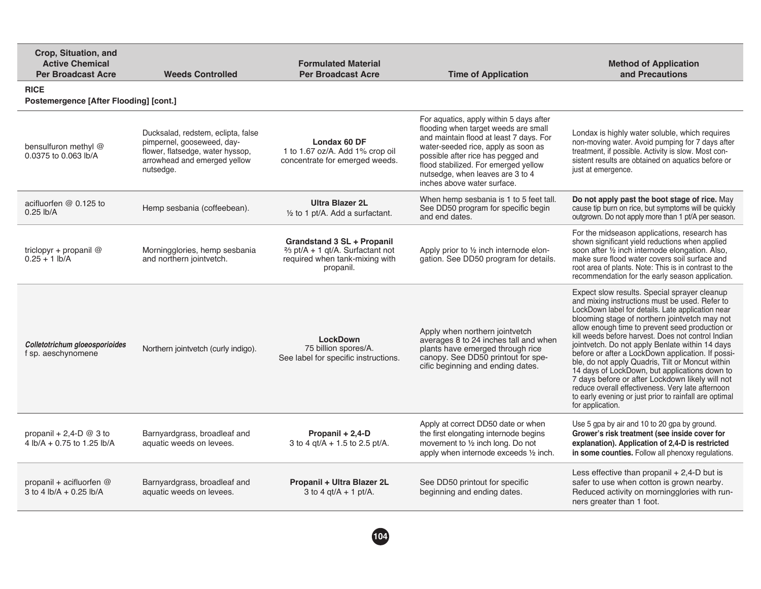| Crop, Situation, and Active Chemical Per Broadcast Acre | Weeds Controlled | Formulated Material Per Broadcast Acre | Time of Application | Method of Application and Precautions |
|---|---|---|---|---|
| **RICE** | | | | |
| **Postemergence [After Flooding] [cont.]** | | | | |
| bensulfuron methyl @ 0.0375 to 0.063 lb/A | Ducksalad, redstem, eclipta, false pimpernel, gooseweed, day-flower, flatsedge, water hyssop, arrowhead and emerged yellow nutsedge. | **Londax 60 DF** 1 to 1.67 oz/A. Add 1% crop oil concentrate for emerged weeds. | For aquatics, apply within 5 days after flooding when target weeds are small and maintain flood at least 7 days. For water-seeded rice, apply as soon as possible after rice has pegged and flood stabilized. For emerged yellow nutsedge, when leaves are 3 to 4 inches above water surface. | Londax is highly water soluble, which requires non-moving water. Avoid pumping for 7 days after treatment, if possible. Activity is slow. Most consistent results are obtained on aquatics before or just at emergence. |
| acifluorfen @ 0.125 to 0.25 lb/A | Hemp sesbania (coffeebean). | **Ultra Blazer 2L** ½ to 1 pt/A. Add a surfactant. | When hemp sesbania is 1 to 5 feet tall. See DD50 program for specific begin and end dates. | **Do not apply past the boot stage of rice.** May cause tip burn on rice, but symptoms will be quickly outgrown. Do not apply more than 1 pt/A per season. |
| triclopyr + propanil @ 0.25 + 1 lb/A | Morningglories, hemp sesbania and northern jointvetch. | **Grandstand 3 SL + Propanil** ⅔ pt/A + 1 qt/A. Surfactant not required when tank-mixing with propanil. | Apply prior to ½ inch internode elongation. See DD50 program for details. | For the midseason applications, research has shown significant yield reductions when applied soon after ½ inch internode elongation. Also, make sure flood water covers soil surface and root area of plants. Note: This is in contrast to the recommendation for the early season application. |
| ***Colletotrichum gloeosporioides*** f sp. aeschynomene | Northern jointvetch (curly indigo). | **LockDown** 75 billion spores/A. See label for specific instructions. | Apply when northern jointvetch averages 8 to 24 inches tall and when plants have emerged through rice canopy. See DD50 printout for specific beginning and ending dates. | Expect slow results. Special sprayer cleanup and mixing instructions must be used. Refer to LockDown label for details. Late application near blooming stage of northern jointvetch may not allow enough time to prevent seed production or kill weeds before harvest. Does not control Indian jointvetch. Do not apply Benlate within 14 days before or after a LockDown application. If possible, do not apply Quadris, Tilt or Moncut within 14 days of LockDown, but applications down to 7 days before or after Lockdown likely will not reduce overall effectiveness. Very late afternoon to early evening or just prior to rainfall are optimal for application. |
| propanil + 2,4-D @ 3 to 4 lb/A + 0.75 to 1.25 lb/A | Barnyardgrass, broadleaf and aquatic weeds on levees. | **Propanil + 2,4-D** 3 to 4 qt/A + 1.5 to 2.5 pt/A. | Apply at correct DD50 date or when the first elongating internode begins movement to ½ inch long. Do not apply when internode exceeds ½ inch. | Use 5 gpa by air and 10 to 20 gpa by ground. **Grower's risk treatment (see inside cover for explanation). Application of 2,4-D is restricted in some counties.** Follow all phenoxy regulations. |
| propanil + acifluorfen @ 3 to 4 lb/A + 0.25 lb/A | Barnyardgrass, broadleaf and aquatic weeds on levees. | **Propanil + Ultra Blazer 2L** 3 to 4 qt/A + 1 pt/A. | See DD50 printout for specific beginning and ending dates. | Less effective than propanil + 2,4-D but is safer to use when cotton is grown nearby. Reduced activity on morningglories with runners greater than 1 foot. |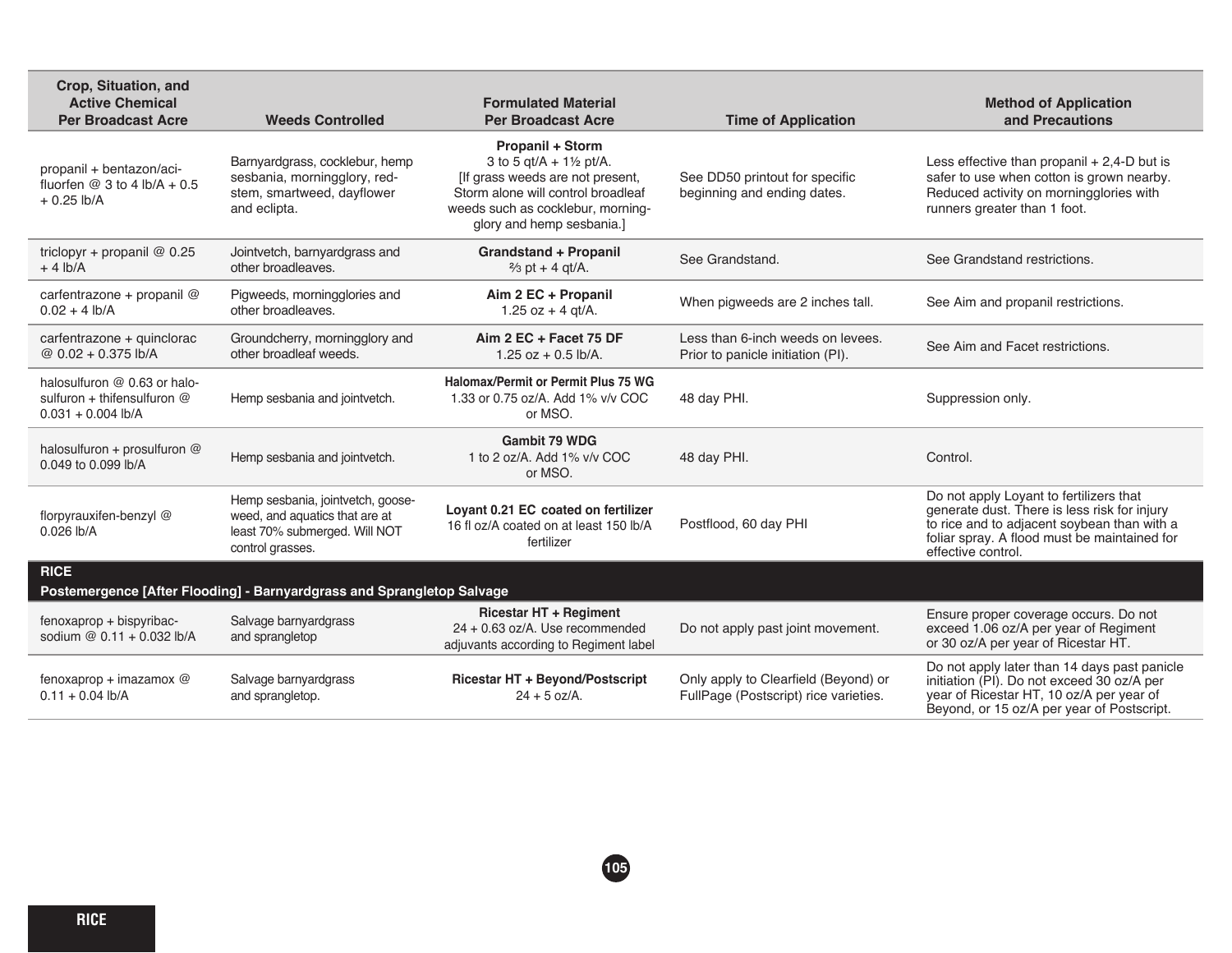| Crop, Situation, and Active Chemical Per Broadcast Acre | Weeds Controlled | Formulated Material Per Broadcast Acre | Time of Application | Method of Application and Precautions |
|---|---|---|---|---|
| propanil + bentazon/acifluorfen @ 3 to 4 lb/A + 0.5 + 0.25 lb/A | Barnyardgrass, cocklebur, hemp sesbania, morningglory, redstem, smartweed, dayflower and eclipta. | **Propanil + Storm** 3 to 5 qt/A + 1½ pt/A. [If grass weeds are not present, Storm alone will control broadleaf weeds such as cocklebur, morningglory and hemp sesbania.] | See DD50 printout for specific beginning and ending dates. | Less effective than propanil + 2,4-D but is safer to use when cotton is grown nearby. Reduced activity on morningglories with runners greater than 1 foot. |
| triclopyr + propanil @ 0.25 + 4 lb/A | Jointvetch, barnyardgrass and other broadleaves. | **Grandstand + Propanil** ⅔ pt + 4 qt/A. | See Grandstand. | See Grandstand restrictions. |
| carfentrazone + propanil @ 0.02 + 4 lb/A | Pigweeds, morningglories and other broadleaves. | **Aim 2 EC + Propanil** 1.25 oz + 4 qt/A. | When pigweeds are 2 inches tall. | See Aim and propanil restrictions. |
| carfentrazone + quinclorac @ 0.02 + 0.375 lb/A | Groundcherry, morningglory and other broadleaf weeds. | **Aim 2 EC + Facet 75 DF** 1.25 oz + 0.5 lb/A. | Less than 6-inch weeds on levees. Prior to panicle initiation (PI). | See Aim and Facet restrictions. |
| halosulfuron @ 0.63 or halosulfuron + thifensulfuron @ 0.031 + 0.004 lb/A | Hemp sesbania and jointvetch. | **Halomax/Permit or Permit Plus 75 WG** 1.33 or 0.75 oz/A. Add 1% v/v COC or MSO. | 48 day PHI. | Suppression only. |
| halosulfuron + prosulfuron @ 0.049 to 0.099 lb/A | Hemp sesbania and jointvetch. | **Gambit 79 WDG** 1 to 2 oz/A. Add 1% v/v COC or MSO. | 48 day PHI. | Control. |
| florpyrauxifen-benzyl @ 0.026 lb/A | Hemp sesbania, jointvetch, gooseweed, and aquatics that are at least 70% submerged. Will NOT control grasses. | **Loyant 0.21 EC coated on fertilizer** 16 fl oz/A coated on at least 150 lb/A fertilizer | Postflood, 60 day PHI | Do not apply Loyant to fertilizers that generate dust. There is less risk for injury to rice and to adjacent soybean than with a foliar spray. A flood must be maintained for effective control. |
| **RICE** Postemergence [After Flooding] - Barnyardgrass and Sprangletop Salvage | | | | |
| fenoxaprop + bispyribac-sodium @ 0.11 + 0.032 lb/A | Salvage barnyardgrass and sprangletop | **Ricestar HT + Regiment** 24 + 0.63 oz/A. Use recommended adjuvants according to Regiment label | Do not apply past joint movement. | Ensure proper coverage occurs. Do not exceed 1.06 oz/A per year of Regiment or 30 oz/A per year of Ricestar HT. |
| fenoxaprop + imazamox @ 0.11 + 0.04 lb/A | Salvage barnyardgrass and sprangletop. | **Ricestar HT + Beyond/Postscript** 24 + 5 oz/A. | Only apply to Clearfield (Beyond) or FullPage (Postscript) rice varieties. | Do not apply later than 14 days past panicle initiation (PI). Do not exceed 30 oz/A per year of Ricestar HT, 10 oz/A per year of Beyond, or 15 oz/A per year of Postscript. |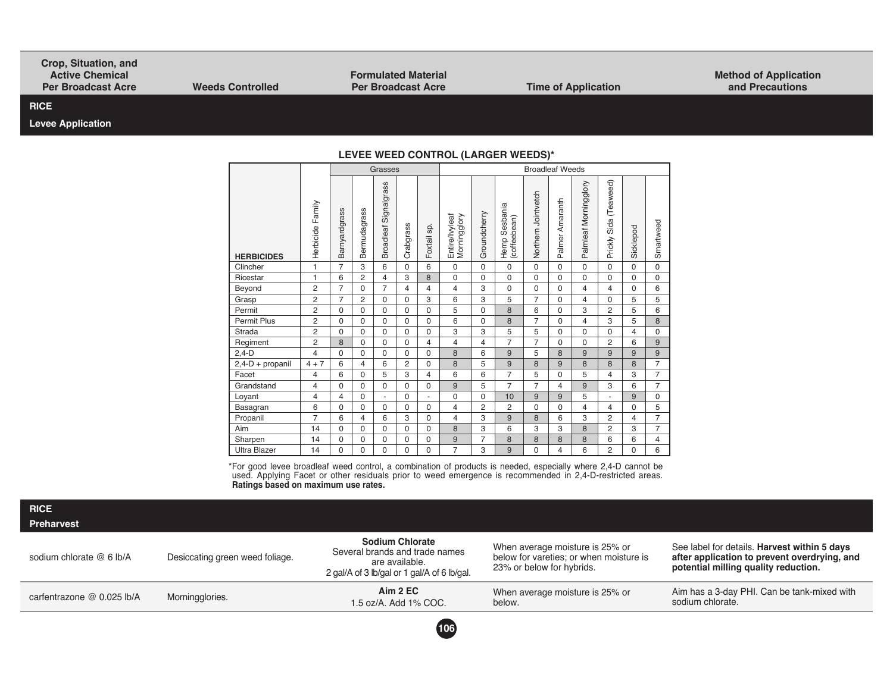| Crop, Situation, and Active Chemical Per Broadcast Acre | Weeds Controlled | Formulated Material Per Broadcast Acre | Time of Application | Method of Application and Precautions |
|---|---|---|---|---|

## RICE

### Levee Application

**LEVEE WEED CONTROL (LARGER WEEDS)***

| | | Grasses | | | | | Broadleaf Weeds | | | | | | | | |
|---|---|---|---|---|---|---|---|---|---|---|---|---|---|---|---|
| **HERBICIDES** | Herbicide Family | Barnyardgrass | Bermudagrass | Broadleaf Signalgrass | Crabgrass | Foxtail sp. | Entire/Ivyleaf Morningglory | Groundcherry | Hemp Sesbania (coffeebean) | Northern Jointvetch | Palmer Amaranth | Palmleaf Morningglory | Prickly Sida (Teaweed) | Sicklepod | Smartweed |
| Clincher | 1 | 7 | 3 | 6 | 0 | 6 | 0 | 0 | 0 | 0 | 0 | 0 | 0 | 0 | 0 |
| Ricestar | 1 | 6 | 2 | 4 | 3 | 8 | 0 | 0 | 0 | 0 | 0 | 0 | 0 | 0 | 0 |
| Beyond | 2 | 7 | 0 | 7 | 4 | 4 | 4 | 3 | 0 | 0 | 0 | 4 | 4 | 0 | 6 |
| Grasp | 2 | 7 | 2 | 0 | 0 | 3 | 6 | 3 | 5 | 7 | 0 | 4 | 0 | 5 | 5 |
| Permit | 2 | 0 | 0 | 0 | 0 | 0 | 5 | 0 | 8 | 6 | 0 | 3 | 2 | 5 | 6 |
| Permit Plus | 2 | 0 | 0 | 0 | 0 | 0 | 6 | 0 | 8 | 7 | 0 | 4 | 3 | 5 | 8 |
| Strada | 2 | 0 | 0 | 0 | 0 | 0 | 3 | 3 | 5 | 5 | 0 | 0 | 0 | 4 | 0 |
| Regiment | 2 | 8 | 0 | 0 | 0 | 4 | 4 | 4 | 7 | 7 | 0 | 0 | 2 | 6 | 9 |
| 2,4-D | 4 | 0 | 0 | 0 | 0 | 0 | 8 | 6 | 9 | 5 | 8 | 9 | 9 | 9 | 9 |
| 2,4-D + propanil | 4 + 7 | 6 | 4 | 6 | 2 | 0 | 8 | 5 | 9 | 8 | 9 | 8 | 8 | 8 | 7 |
| Facet | 4 | 6 | 0 | 5 | 3 | 4 | 6 | 6 | 7 | 5 | 0 | 5 | 4 | 3 | 7 |
| Grandstand | 4 | 0 | 0 | 0 | 0 | 0 | 9 | 5 | 7 | 7 | 4 | 9 | 3 | 6 | 7 |
| Loyant | 4 | 4 | 0 | - | 0 | - | 0 | 0 | 10 | 9 | 9 | 5 | - | 9 | 0 |
| Basagran | 6 | 0 | 0 | 0 | 0 | 0 | 4 | 2 | 2 | 0 | 0 | 4 | 4 | 0 | 5 |
| Propanil | 7 | 6 | 4 | 6 | 3 | 0 | 4 | 3 | 9 | 8 | 6 | 3 | 2 | 4 | 7 |
| Aim | 14 | 0 | 0 | 0 | 0 | 0 | 8 | 3 | 6 | 3 | 3 | 8 | 2 | 3 | 7 |
| Sharpen | 14 | 0 | 0 | 0 | 0 | 0 | 9 | 7 | 8 | 8 | 8 | 8 | 6 | 6 | 4 |
| Ultra Blazer | 14 | 0 | 0 | 0 | 0 | 0 | 7 | 3 | 9 | 0 | 4 | 6 | 2 | 0 | 6 |

*For good levee broadleaf weed control, a combination of products is needed, especially where 2,4-D cannot be used. Applying Facet or other residuals prior to weed emergence is recommended in 2,4-D-restricted areas. **Ratings based on maximum use rates.**

## RICE

### Preharvest

| Crop, Situation, and Active Chemical Per Broadcast Acre | Weeds Controlled | Formulated Material Per Broadcast Acre | Time of Application | Method of Application and Precautions |
|---|---|---|---|---|
| sodium chlorate @ 6 lb/A | Desiccating green weed foliage. | **Sodium Chlorate** Several brands and trade names are available. 2 gal/A of 3 lb/gal or 1 gal/A of 6 lb/gal. | When average moisture is 25% or below for varieties; or when moisture is 23% or below for hybrids. | See label for details. **Harvest within 5 days after application to prevent overdrying, and potential milling quality reduction.** |
| carfentrazone @ 0.025 lb/A | Morningglories. | **Aim 2 EC** 1.5 oz/A. Add 1% COC. | When average moisture is 25% or below. | Aim has a 3-day PHI. Can be tank-mixed with sodium chlorate. |